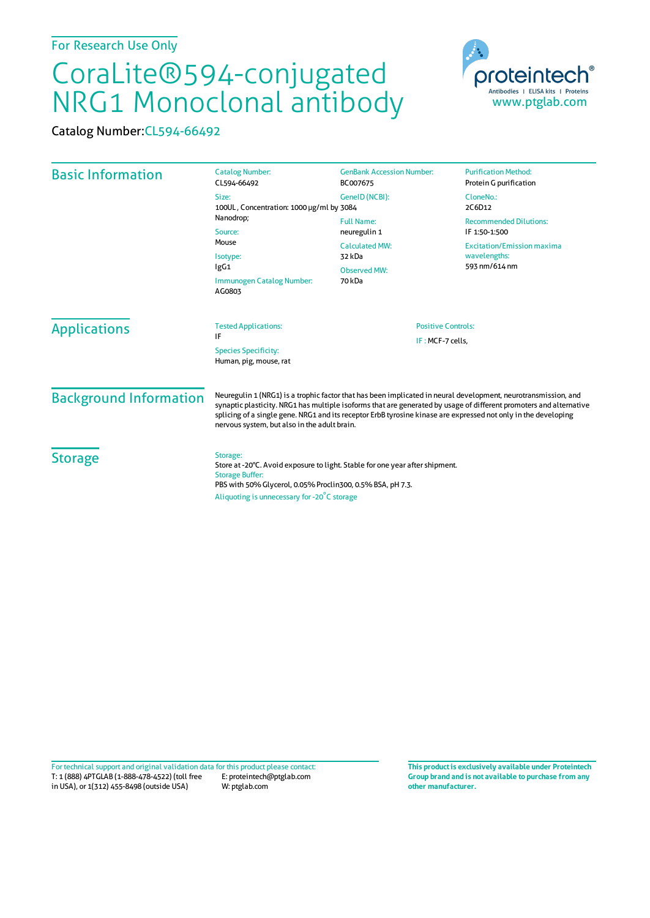For Research Use Only

# CoraLite®594-conjugated NRG1 Monoclonal antibody

Catalog Number: CL594-66492

proteintech®
Antibodies | ELISA kits | Proteins
www.ptglab.com

## Basic Information

**Catalog Number:**
CL594-66492

**Size:**
100UL , Concentration: 1000 μg/ml by Nanodrop;

**Source:**
Mouse

**Isotype:**
IgG1

**Immunogen Catalog Number:**
AG0803

**GenBank Accession Number:**
BC007675

**GeneID (NCBI):**
3084

**Full Name:**
neuregulin 1

**Calculated MW:**
32 kDa

**Observed MW:**
70 kDa

**Purification Method:**
Protein G purification

**CloneNo.:**
2C6D12

**Recommended Dilutions:**
IF 1:50-1:500

**Excitation/Emission maxima wavelengths:**
593 nm/614 nm

## Applications

**Tested Applications:**
IF

**Species Specificity:**
Human, pig, mouse, rat

**Positive Controls:**
IF : MCF-7 cells,

## Background Information

Neuregulin 1 (NRG1) is a trophic factor that has been implicated in neural development, neurotransmission, and synaptic plasticity. NRG1 has multiple isoforms that are generated by usage of different promoters and alternative splicing of a single gene. NRG1 and its receptor ErbB tyrosine kinase are expressed not only in the developing nervous system, but also in the adult brain.

## Storage

**Storage:**
Store at -20°C. Avoid exposure to light. Stable for one year after shipment.

**Storage Buffer:**
PBS with 50% Glycerol, 0.05% Proclin300, 0.5% BSA, pH 7.3.

Aliquoting is unnecessary for -20°C storage

For technical support and original validation data for this product please contact:
T: 1 (888) 4PTGLAB (1-888-478-4522) (toll free in USA), or 1(312) 455-8498 (outside USA)
E: proteintech@ptglab.com
W: ptglab.com

**This product is exclusively available under Proteintech Group brand and is not available to purchase from any other manufacturer.**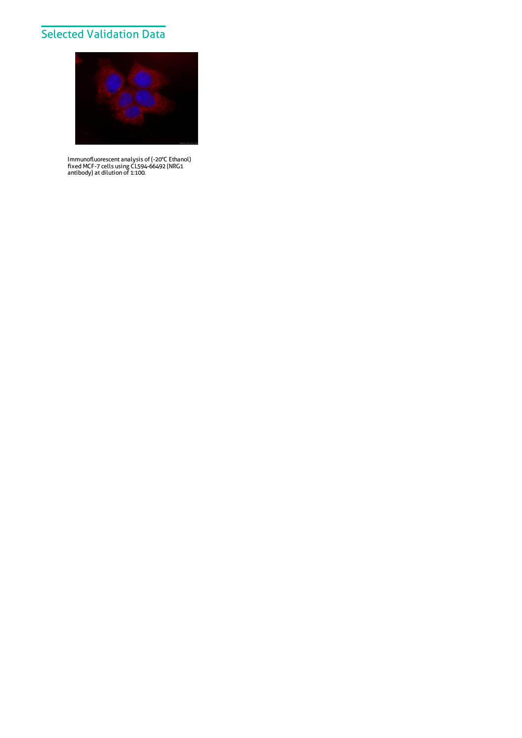## Selected Validation Data

Immunofluorescent analysis of (-20°C Ethanol) fixed MCF-7 cells using CL594-66492 (NRG1 antibody) at dilution of 1:100.